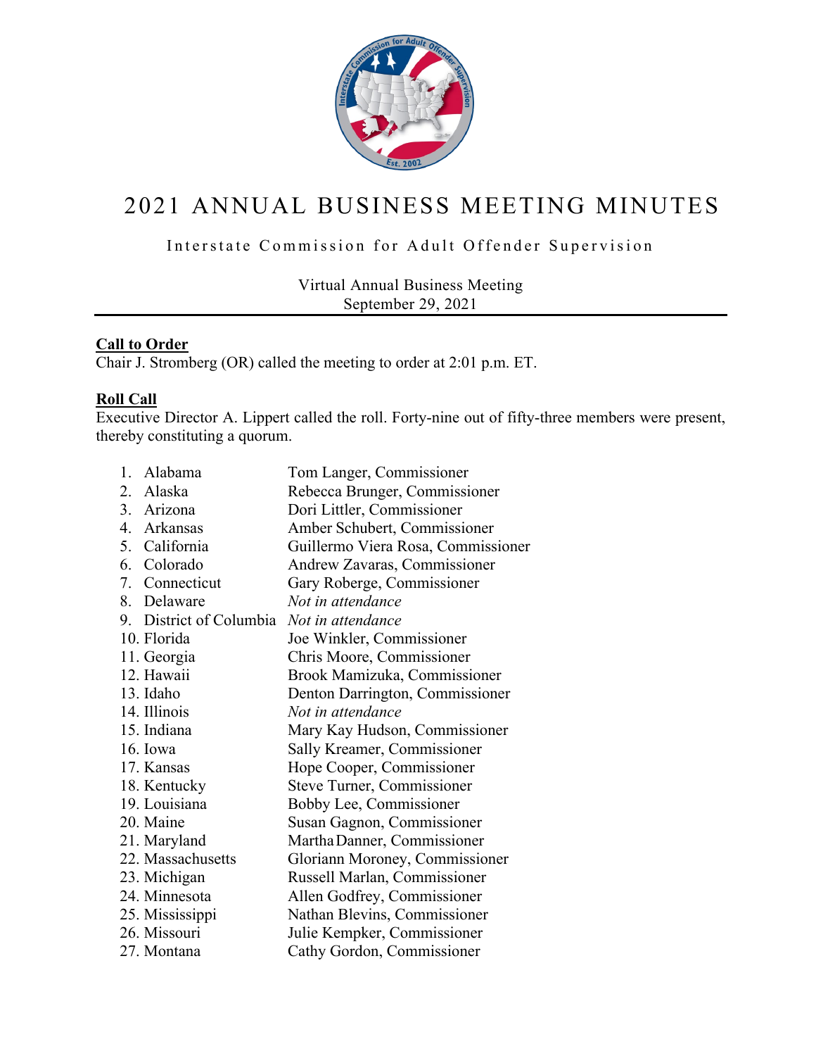# 2021 ANNUAL BUSINESS MEETING MINUTES

Interstate Commission for Adult Offender Supervision

Virtual Annual Business Meeting
September 29, 2021

## Call to Order

Chair J. Stromberg (OR) called the meeting to order at 2:01 p.m. ET.

## Roll Call

Executive Director A. Lippert called the roll. Forty-nine out of fifty-three members were present, thereby constituting a quorum.

1. Alabama — Tom Langer, Commissioner
2. Alaska — Rebecca Brunger, Commissioner
3. Arizona — Dori Littler, Commissioner
4. Arkansas — Amber Schubert, Commissioner
5. California — Guillermo Viera Rosa, Commissioner
6. Colorado — Andrew Zavaras, Commissioner
7. Connecticut — Gary Roberge, Commissioner
8. Delaware — *Not in attendance*
9. District of Columbia — *Not in attendance*
10. Florida — Joe Winkler, Commissioner
11. Georgia — Chris Moore, Commissioner
12. Hawaii — Brook Mamizuka, Commissioner
13. Idaho — Denton Darrington, Commissioner
14. Illinois — *Not in attendance*
15. Indiana — Mary Kay Hudson, Commissioner
16. Iowa — Sally Kreamer, Commissioner
17. Kansas — Hope Cooper, Commissioner
18. Kentucky — Steve Turner, Commissioner
19. Louisiana — Bobby Lee, Commissioner
20. Maine — Susan Gagnon, Commissioner
21. Maryland — Martha Danner, Commissioner
22. Massachusetts — Gloriann Moroney, Commissioner
23. Michigan — Russell Marlan, Commissioner
24. Minnesota — Allen Godfrey, Commissioner
25. Mississippi — Nathan Blevins, Commissioner
26. Missouri — Julie Kempker, Commissioner
27. Montana — Cathy Gordon, Commissioner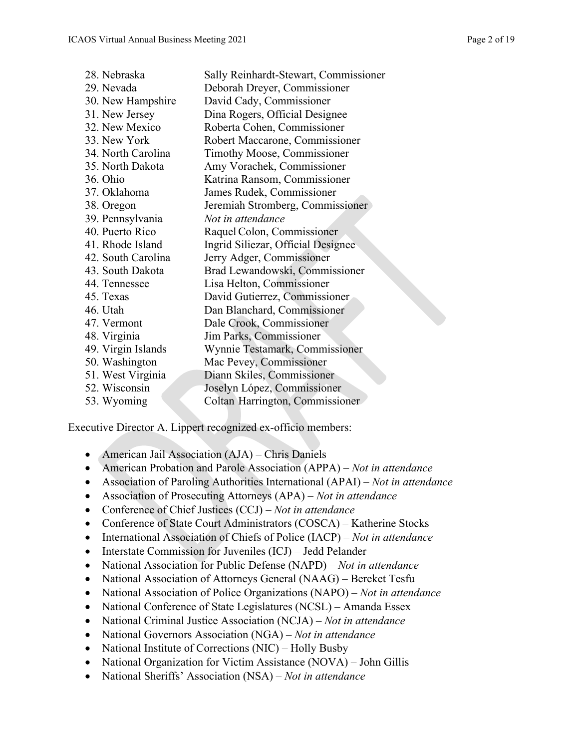28. Nebraska Sally Reinhardt-Stewart, Commissioner
29. Nevada Deborah Dreyer, Commissioner
30. New Hampshire David Cady, Commissioner
31. New Jersey Dina Rogers, Official Designee
32. New Mexico Roberta Cohen, Commissioner
33. New York Robert Maccarone, Commissioner
34. North Carolina Timothy Moose, Commissioner
35. North Dakota Amy Vorachek, Commissioner
36. Ohio Katrina Ransom, Commissioner
37. Oklahoma James Rudek, Commissioner
38. Oregon Jeremiah Stromberg, Commissioner
39. Pennsylvania *Not in attendance*
40. Puerto Rico Raquel Colon, Commissioner
41. Rhode Island Ingrid Siliezar, Official Designee
42. South Carolina Jerry Adger, Commissioner
43. South Dakota Brad Lewandowski, Commissioner
44. Tennessee Lisa Helton, Commissioner
45. Texas David Gutierrez, Commissioner
46. Utah Dan Blanchard, Commissioner
47. Vermont Dale Crook, Commissioner
48. Virginia Jim Parks, Commissioner
49. Virgin Islands Wynnie Testamark, Commissioner
50. Washington Mac Pevey, Commissioner
51. West Virginia Diann Skiles, Commissioner
52. Wisconsin Joselyn López, Commissioner
53. Wyoming Coltan Harrington, Commissioner

Executive Director A. Lippert recognized ex-officio members:

- American Jail Association (AJA) – Chris Daniels
- American Probation and Parole Association (APPA) – *Not in attendance*
- Association of Paroling Authorities International (APAI) – *Not in attendance*
- Association of Prosecuting Attorneys (APA) – *Not in attendance*
- Conference of Chief Justices (CCJ) – *Not in attendance*
- Conference of State Court Administrators (COSCA) – Katherine Stocks
- International Association of Chiefs of Police (IACP) – *Not in attendance*
- Interstate Commission for Juveniles (ICJ) – Jedd Pelander
- National Association for Public Defense (NAPD) – *Not in attendance*
- National Association of Attorneys General (NAAG) – Bereket Tesfu
- National Association of Police Organizations (NAPO) – *Not in attendance*
- National Conference of State Legislatures (NCSL) – Amanda Essex
- National Criminal Justice Association (NCJA) – *Not in attendance*
- National Governors Association (NGA) – *Not in attendance*
- National Institute of Corrections (NIC) – Holly Busby
- National Organization for Victim Assistance (NOVA) – John Gillis
- National Sheriffs' Association (NSA) – *Not in attendance*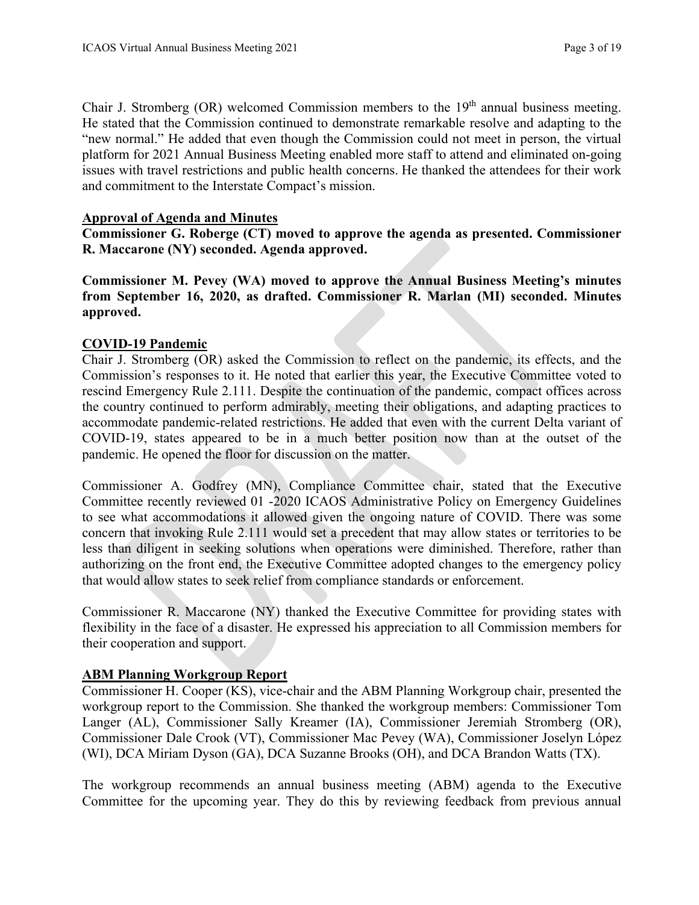Chair J. Stromberg (OR) welcomed Commission members to the 19th annual business meeting. He stated that the Commission continued to demonstrate remarkable resolve and adapting to the "new normal." He added that even though the Commission could not meet in person, the virtual platform for 2021 Annual Business Meeting enabled more staff to attend and eliminated on-going issues with travel restrictions and public health concerns. He thanked the attendees for their work and commitment to the Interstate Compact's mission.

## Approval of Agenda and Minutes

**Commissioner G. Roberge (CT) moved to approve the agenda as presented. Commissioner R. Maccarone (NY) seconded. Agenda approved.**

**Commissioner M. Pevey (WA) moved to approve the Annual Business Meeting's minutes from September 16, 2020, as drafted. Commissioner R. Marlan (MI) seconded. Minutes approved.**

## COVID-19 Pandemic

Chair J. Stromberg (OR) asked the Commission to reflect on the pandemic, its effects, and the Commission's responses to it. He noted that earlier this year, the Executive Committee voted to rescind Emergency Rule 2.111. Despite the continuation of the pandemic, compact offices across the country continued to perform admirably, meeting their obligations, and adapting practices to accommodate pandemic-related restrictions. He added that even with the current Delta variant of COVID-19, states appeared to be in a much better position now than at the outset of the pandemic. He opened the floor for discussion on the matter.

Commissioner A. Godfrey (MN), Compliance Committee chair, stated that the Executive Committee recently reviewed 01 -2020 ICAOS Administrative Policy on Emergency Guidelines to see what accommodations it allowed given the ongoing nature of COVID. There was some concern that invoking Rule 2.111 would set a precedent that may allow states or territories to be less than diligent in seeking solutions when operations were diminished. Therefore, rather than authorizing on the front end, the Executive Committee adopted changes to the emergency policy that would allow states to seek relief from compliance standards or enforcement.

Commissioner R. Maccarone (NY) thanked the Executive Committee for providing states with flexibility in the face of a disaster. He expressed his appreciation to all Commission members for their cooperation and support.

## ABM Planning Workgroup Report

Commissioner H. Cooper (KS), vice-chair and the ABM Planning Workgroup chair, presented the workgroup report to the Commission. She thanked the workgroup members: Commissioner Tom Langer (AL), Commissioner Sally Kreamer (IA), Commissioner Jeremiah Stromberg (OR), Commissioner Dale Crook (VT), Commissioner Mac Pevey (WA), Commissioner Joselyn López (WI), DCA Miriam Dyson (GA), DCA Suzanne Brooks (OH), and DCA Brandon Watts (TX).

The workgroup recommends an annual business meeting (ABM) agenda to the Executive Committee for the upcoming year. They do this by reviewing feedback from previous annual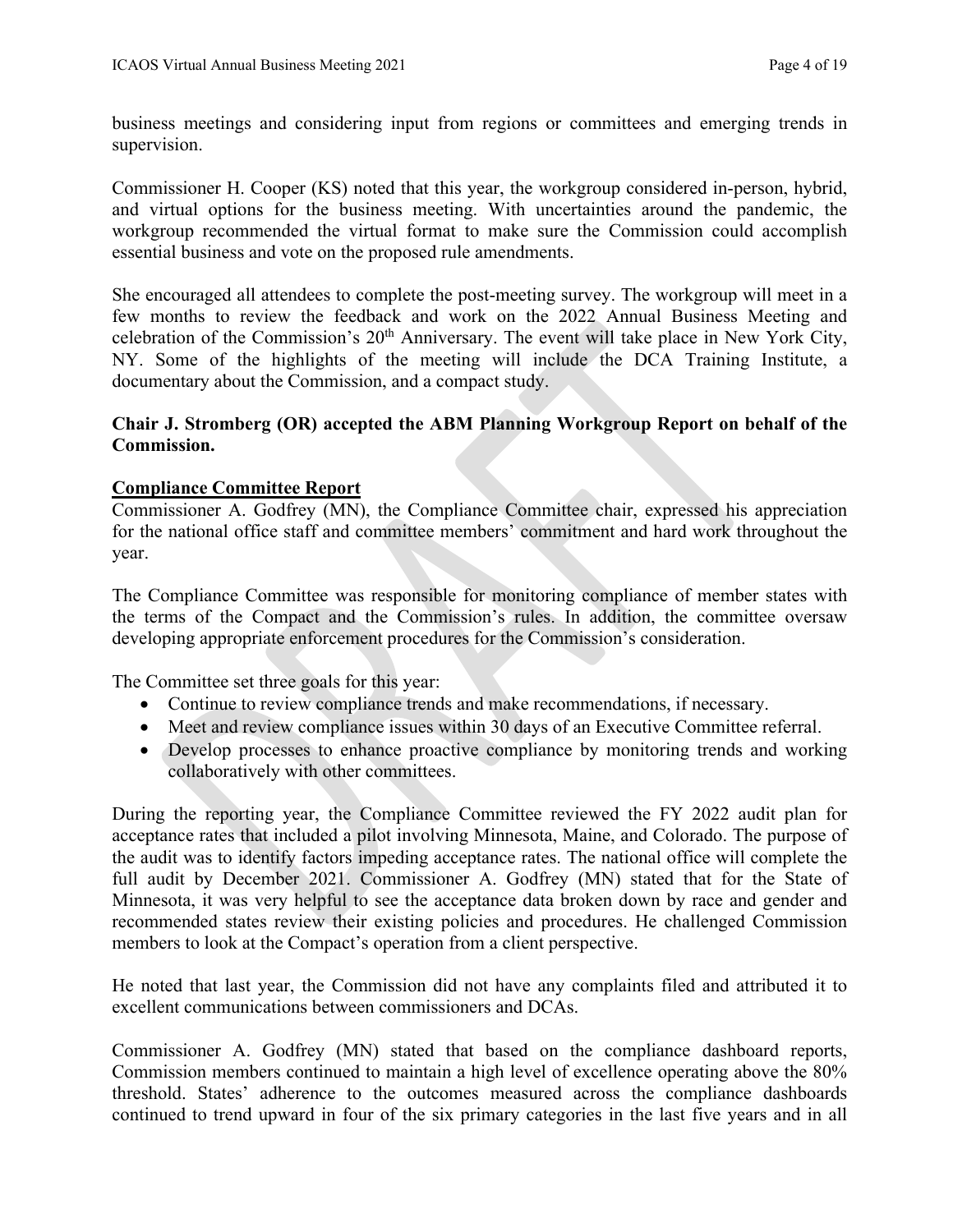business meetings and considering input from regions or committees and emerging trends in supervision.

Commissioner H. Cooper (KS) noted that this year, the workgroup considered in-person, hybrid, and virtual options for the business meeting. With uncertainties around the pandemic, the workgroup recommended the virtual format to make sure the Commission could accomplish essential business and vote on the proposed rule amendments.

She encouraged all attendees to complete the post-meeting survey. The workgroup will meet in a few months to review the feedback and work on the 2022 Annual Business Meeting and celebration of the Commission's 20th Anniversary. The event will take place in New York City, NY. Some of the highlights of the meeting will include the DCA Training Institute, a documentary about the Commission, and a compact study.

**Chair J. Stromberg (OR) accepted the ABM Planning Workgroup Report on behalf of the Commission.**

## Compliance Committee Report

Commissioner A. Godfrey (MN), the Compliance Committee chair, expressed his appreciation for the national office staff and committee members' commitment and hard work throughout the year.

The Compliance Committee was responsible for monitoring compliance of member states with the terms of the Compact and the Commission's rules. In addition, the committee oversaw developing appropriate enforcement procedures for the Commission's consideration.

The Committee set three goals for this year:

- Continue to review compliance trends and make recommendations, if necessary.
- Meet and review compliance issues within 30 days of an Executive Committee referral.
- Develop processes to enhance proactive compliance by monitoring trends and working collaboratively with other committees.

During the reporting year, the Compliance Committee reviewed the FY 2022 audit plan for acceptance rates that included a pilot involving Minnesota, Maine, and Colorado. The purpose of the audit was to identify factors impeding acceptance rates. The national office will complete the full audit by December 2021. Commissioner A. Godfrey (MN) stated that for the State of Minnesota, it was very helpful to see the acceptance data broken down by race and gender and recommended states review their existing policies and procedures. He challenged Commission members to look at the Compact's operation from a client perspective.

He noted that last year, the Commission did not have any complaints filed and attributed it to excellent communications between commissioners and DCAs.

Commissioner A. Godfrey (MN) stated that based on the compliance dashboard reports, Commission members continued to maintain a high level of excellence operating above the 80% threshold. States' adherence to the outcomes measured across the compliance dashboards continued to trend upward in four of the six primary categories in the last five years and in all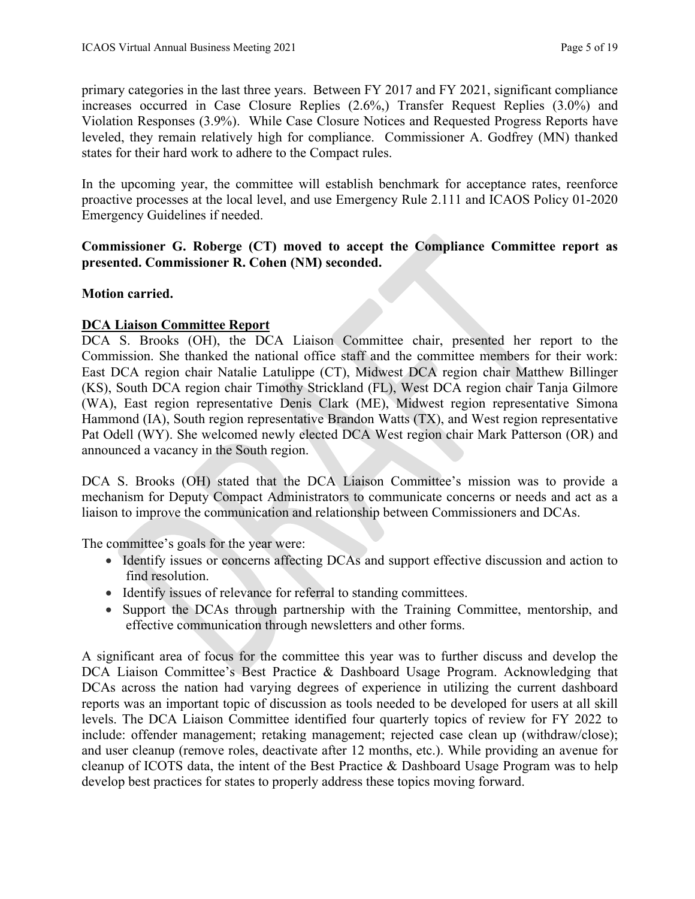primary categories in the last three years. Between FY 2017 and FY 2021, significant compliance increases occurred in Case Closure Replies (2.6%,) Transfer Request Replies (3.0%) and Violation Responses (3.9%). While Case Closure Notices and Requested Progress Reports have leveled, they remain relatively high for compliance. Commissioner A. Godfrey (MN) thanked states for their hard work to adhere to the Compact rules.

In the upcoming year, the committee will establish benchmark for acceptance rates, reenforce proactive processes at the local level, and use Emergency Rule 2.111 and ICAOS Policy 01-2020 Emergency Guidelines if needed.

**Commissioner G. Roberge (CT) moved to accept the Compliance Committee report as presented. Commissioner R. Cohen (NM) seconded.**

**Motion carried.**

**DCA Liaison Committee Report**

DCA S. Brooks (OH), the DCA Liaison Committee chair, presented her report to the Commission. She thanked the national office staff and the committee members for their work: East DCA region chair Natalie Latulippe (CT), Midwest DCA region chair Matthew Billinger (KS), South DCA region chair Timothy Strickland (FL), West DCA region chair Tanja Gilmore (WA), East region representative Denis Clark (ME), Midwest region representative Simona Hammond (IA), South region representative Brandon Watts (TX), and West region representative Pat Odell (WY). She welcomed newly elected DCA West region chair Mark Patterson (OR) and announced a vacancy in the South region.

DCA S. Brooks (OH) stated that the DCA Liaison Committee's mission was to provide a mechanism for Deputy Compact Administrators to communicate concerns or needs and act as a liaison to improve the communication and relationship between Commissioners and DCAs.

The committee's goals for the year were:

- Identify issues or concerns affecting DCAs and support effective discussion and action to find resolution.
- Identify issues of relevance for referral to standing committees.
- Support the DCAs through partnership with the Training Committee, mentorship, and effective communication through newsletters and other forms.

A significant area of focus for the committee this year was to further discuss and develop the DCA Liaison Committee's Best Practice & Dashboard Usage Program. Acknowledging that DCAs across the nation had varying degrees of experience in utilizing the current dashboard reports was an important topic of discussion as tools needed to be developed for users at all skill levels. The DCA Liaison Committee identified four quarterly topics of review for FY 2022 to include: offender management; retaking management; rejected case clean up (withdraw/close); and user cleanup (remove roles, deactivate after 12 months, etc.). While providing an avenue for cleanup of ICOTS data, the intent of the Best Practice & Dashboard Usage Program was to help develop best practices for states to properly address these topics moving forward.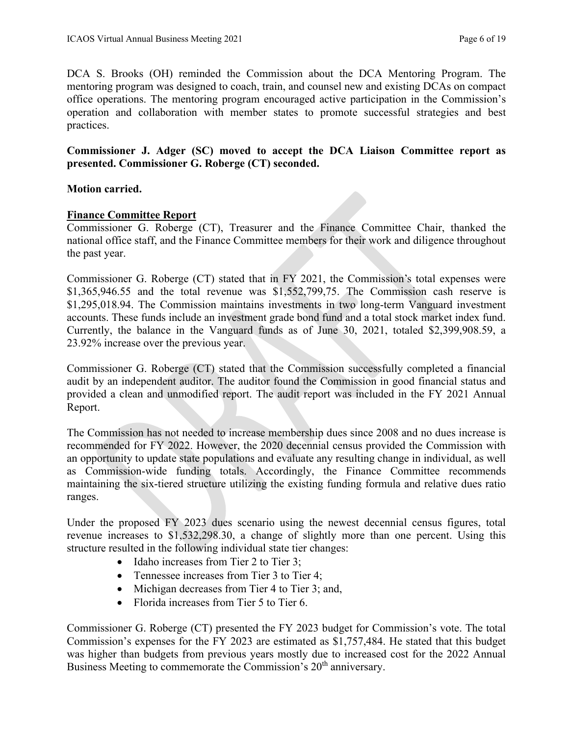DCA S. Brooks (OH) reminded the Commission about the DCA Mentoring Program. The mentoring program was designed to coach, train, and counsel new and existing DCAs on compact office operations. The mentoring program encouraged active participation in the Commission's operation and collaboration with member states to promote successful strategies and best practices.

**Commissioner J. Adger (SC) moved to accept the DCA Liaison Committee report as presented. Commissioner G. Roberge (CT) seconded.**

**Motion carried.**

**Finance Committee Report**

Commissioner G. Roberge (CT), Treasurer and the Finance Committee Chair, thanked the national office staff, and the Finance Committee members for their work and diligence throughout the past year.

Commissioner G. Roberge (CT) stated that in FY 2021, the Commission's total expenses were $1,365,946.55 and the total revenue was $1,552,799,75. The Commission cash reserve is $1,295,018.94. The Commission maintains investments in two long-term Vanguard investment accounts. These funds include an investment grade bond fund and a total stock market index fund. Currently, the balance in the Vanguard funds as of June 30, 2021, totaled $2,399,908.59, a 23.92% increase over the previous year.

Commissioner G. Roberge (CT) stated that the Commission successfully completed a financial audit by an independent auditor. The auditor found the Commission in good financial status and provided a clean and unmodified report. The audit report was included in the FY 2021 Annual Report.

The Commission has not needed to increase membership dues since 2008 and no dues increase is recommended for FY 2022. However, the 2020 decennial census provided the Commission with an opportunity to update state populations and evaluate any resulting change in individual, as well as Commission-wide funding totals. Accordingly, the Finance Committee recommends maintaining the six-tiered structure utilizing the existing funding formula and relative dues ratio ranges.

Under the proposed FY 2023 dues scenario using the newest decennial census figures, total revenue increases to $1,532,298.30, a change of slightly more than one percent. Using this structure resulted in the following individual state tier changes:

- Idaho increases from Tier 2 to Tier 3;
- Tennessee increases from Tier 3 to Tier 4;
- Michigan decreases from Tier 4 to Tier 3; and,
- Florida increases from Tier 5 to Tier 6.

Commissioner G. Roberge (CT) presented the FY 2023 budget for Commission's vote. The total Commission's expenses for the FY 2023 are estimated as $1,757,484. He stated that this budget was higher than budgets from previous years mostly due to increased cost for the 2022 Annual Business Meeting to commemorate the Commission's 20th anniversary.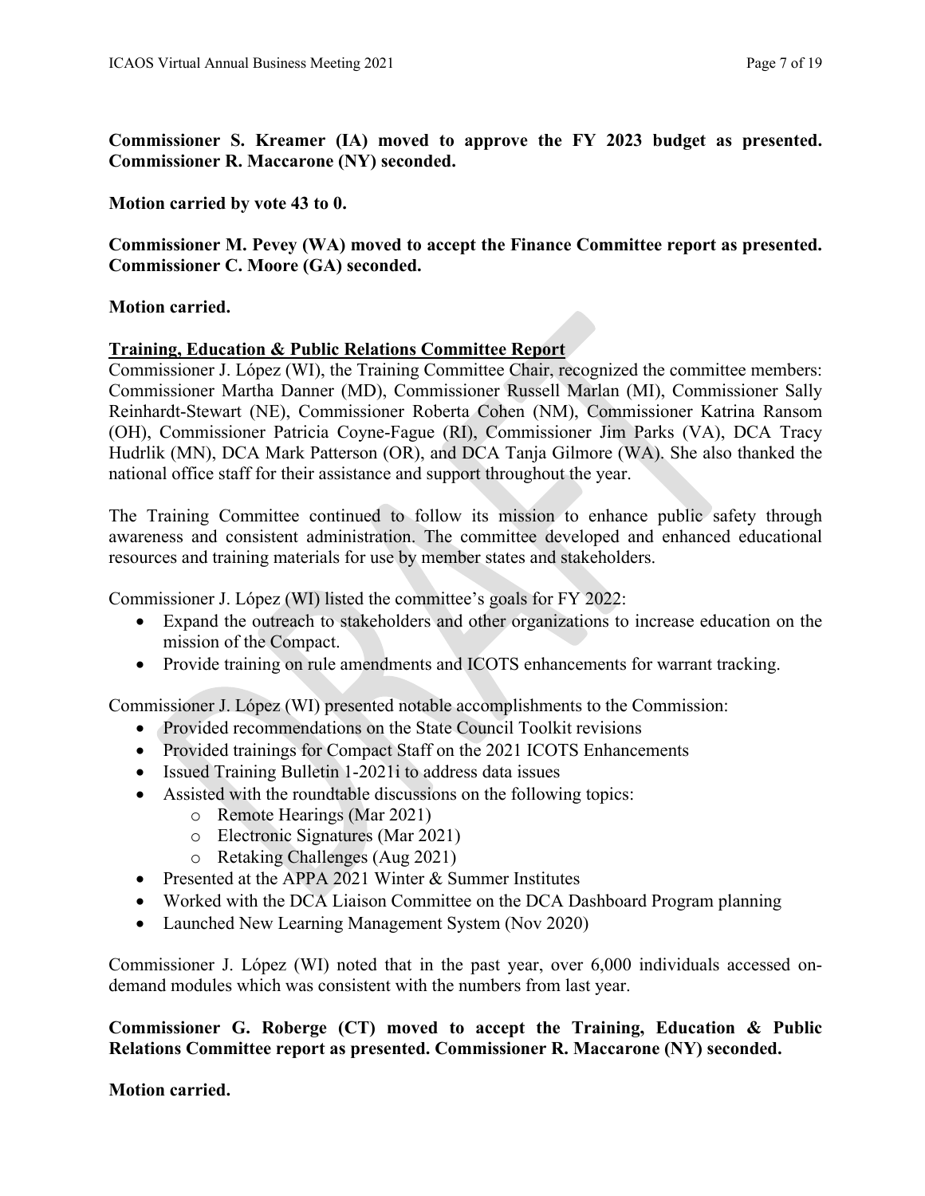**Commissioner S. Kreamer (IA) moved to approve the FY 2023 budget as presented. Commissioner R. Maccarone (NY) seconded.**

**Motion carried by vote 43 to 0.**

**Commissioner M. Pevey (WA) moved to accept the Finance Committee report as presented. Commissioner C. Moore (GA) seconded.**

**Motion carried.**

**Training, Education & Public Relations Committee Report**

Commissioner J. López (WI), the Training Committee Chair, recognized the committee members: Commissioner Martha Danner (MD), Commissioner Russell Marlan (MI), Commissioner Sally Reinhardt-Stewart (NE), Commissioner Roberta Cohen (NM), Commissioner Katrina Ransom (OH), Commissioner Patricia Coyne-Fague (RI), Commissioner Jim Parks (VA), DCA Tracy Hudrlik (MN), DCA Mark Patterson (OR), and DCA Tanja Gilmore (WA). She also thanked the national office staff for their assistance and support throughout the year.

The Training Committee continued to follow its mission to enhance public safety through awareness and consistent administration. The committee developed and enhanced educational resources and training materials for use by member states and stakeholders.

Commissioner J. López (WI) listed the committee's goals for FY 2022:

- Expand the outreach to stakeholders and other organizations to increase education on the mission of the Compact.
- Provide training on rule amendments and ICOTS enhancements for warrant tracking.

Commissioner J. López (WI) presented notable accomplishments to the Commission:

- Provided recommendations on the State Council Toolkit revisions
- Provided trainings for Compact Staff on the 2021 ICOTS Enhancements
- Issued Training Bulletin 1-2021i to address data issues
- Assisted with the roundtable discussions on the following topics:
    - Remote Hearings (Mar 2021)
    - Electronic Signatures (Mar 2021)
    - Retaking Challenges (Aug 2021)
- Presented at the APPA 2021 Winter & Summer Institutes
- Worked with the DCA Liaison Committee on the DCA Dashboard Program planning
- Launched New Learning Management System (Nov 2020)

Commissioner J. López (WI) noted that in the past year, over 6,000 individuals accessed on-demand modules which was consistent with the numbers from last year.

**Commissioner G. Roberge (CT) moved to accept the Training, Education & Public Relations Committee report as presented. Commissioner R. Maccarone (NY) seconded.**

**Motion carried.**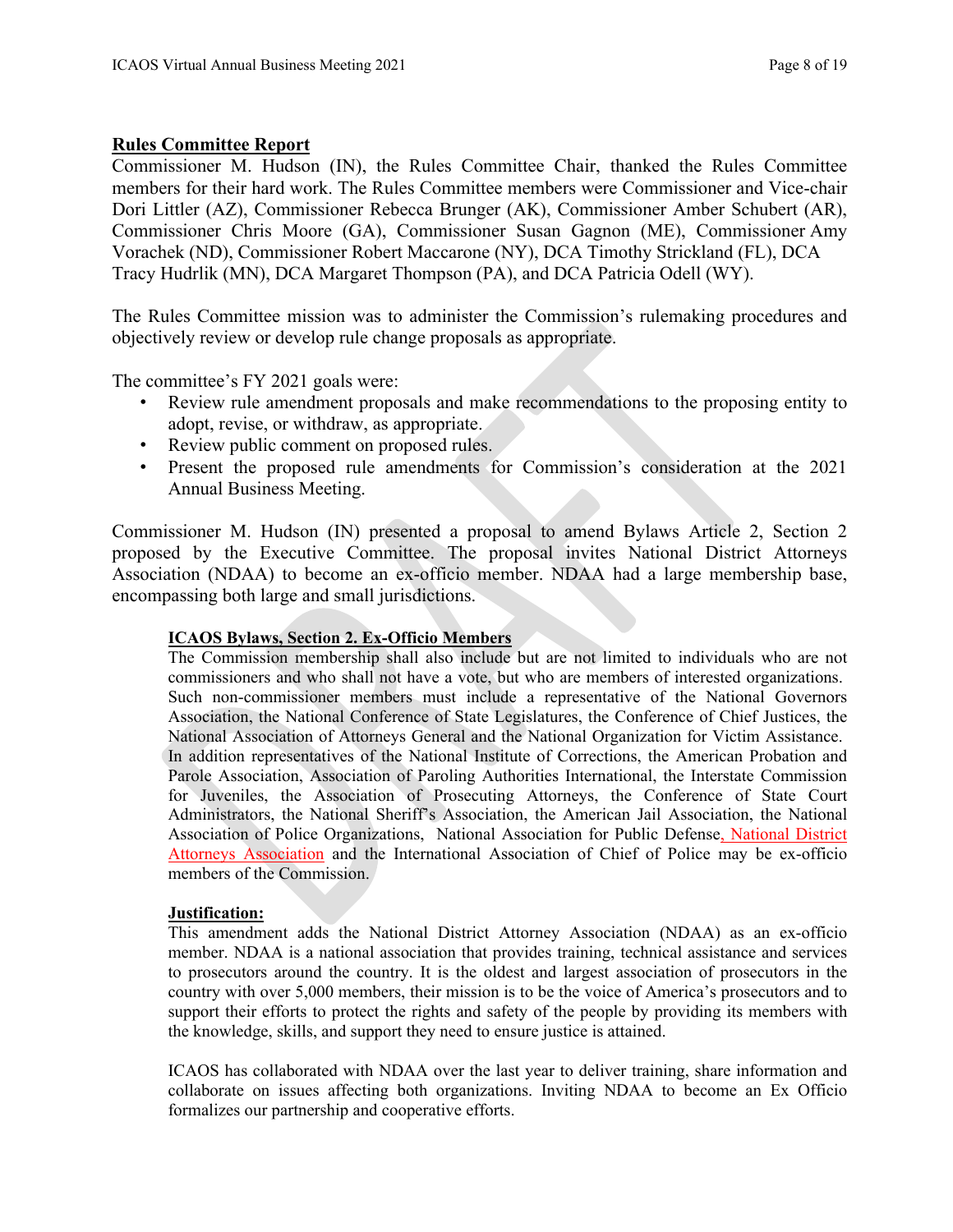**Rules Committee Report**

Commissioner M. Hudson (IN), the Rules Committee Chair, thanked the Rules Committee members for their hard work. The Rules Committee members were Commissioner and Vice-chair Dori Littler (AZ), Commissioner Rebecca Brunger (AK), Commissioner Amber Schubert (AR), Commissioner Chris Moore (GA), Commissioner Susan Gagnon (ME), Commissioner Amy Vorachek (ND), Commissioner Robert Maccarone (NY), DCA Timothy Strickland (FL), DCA Tracy Hudrlik (MN), DCA Margaret Thompson (PA), and DCA Patricia Odell (WY).

The Rules Committee mission was to administer the Commission's rulemaking procedures and objectively review or develop rule change proposals as appropriate.

The committee's FY 2021 goals were:

- Review rule amendment proposals and make recommendations to the proposing entity to adopt, revise, or withdraw, as appropriate.
- Review public comment on proposed rules.
- Present the proposed rule amendments for Commission's consideration at the 2021 Annual Business Meeting.

Commissioner M. Hudson (IN) presented a proposal to amend Bylaws Article 2, Section 2 proposed by the Executive Committee. The proposal invites National District Attorneys Association (NDAA) to become an ex-officio member. NDAA had a large membership base, encompassing both large and small jurisdictions.

> **ICAOS Bylaws, Section 2. Ex-Officio Members**
>
> The Commission membership shall also include but are not limited to individuals who are not commissioners and who shall not have a vote, but who are members of interested organizations. Such non-commissioner members must include a representative of the National Governors Association, the National Conference of State Legislatures, the Conference of Chief Justices, the National Association of Attorneys General and the National Organization for Victim Assistance. In addition representatives of the National Institute of Corrections, the American Probation and Parole Association, Association of Paroling Authorities International, the Interstate Commission for Juveniles, the Association of Prosecuting Attorneys, the Conference of State Court Administrators, the National Sheriff's Association, the American Jail Association, the National Association of Police Organizations, National Association for Public Defense, National District Attorneys Association and the International Association of Chief of Police may be ex-officio members of the Commission.
>
> **Justification:**
>
> This amendment adds the National District Attorney Association (NDAA) as an ex-officio member. NDAA is a national association that provides training, technical assistance and services to prosecutors around the country. It is the oldest and largest association of prosecutors in the country with over 5,000 members, their mission is to be the voice of America's prosecutors and to support their efforts to protect the rights and safety of the people by providing its members with the knowledge, skills, and support they need to ensure justice is attained.
>
> ICAOS has collaborated with NDAA over the last year to deliver training, share information and collaborate on issues affecting both organizations. Inviting NDAA to become an Ex Officio formalizes our partnership and cooperative efforts.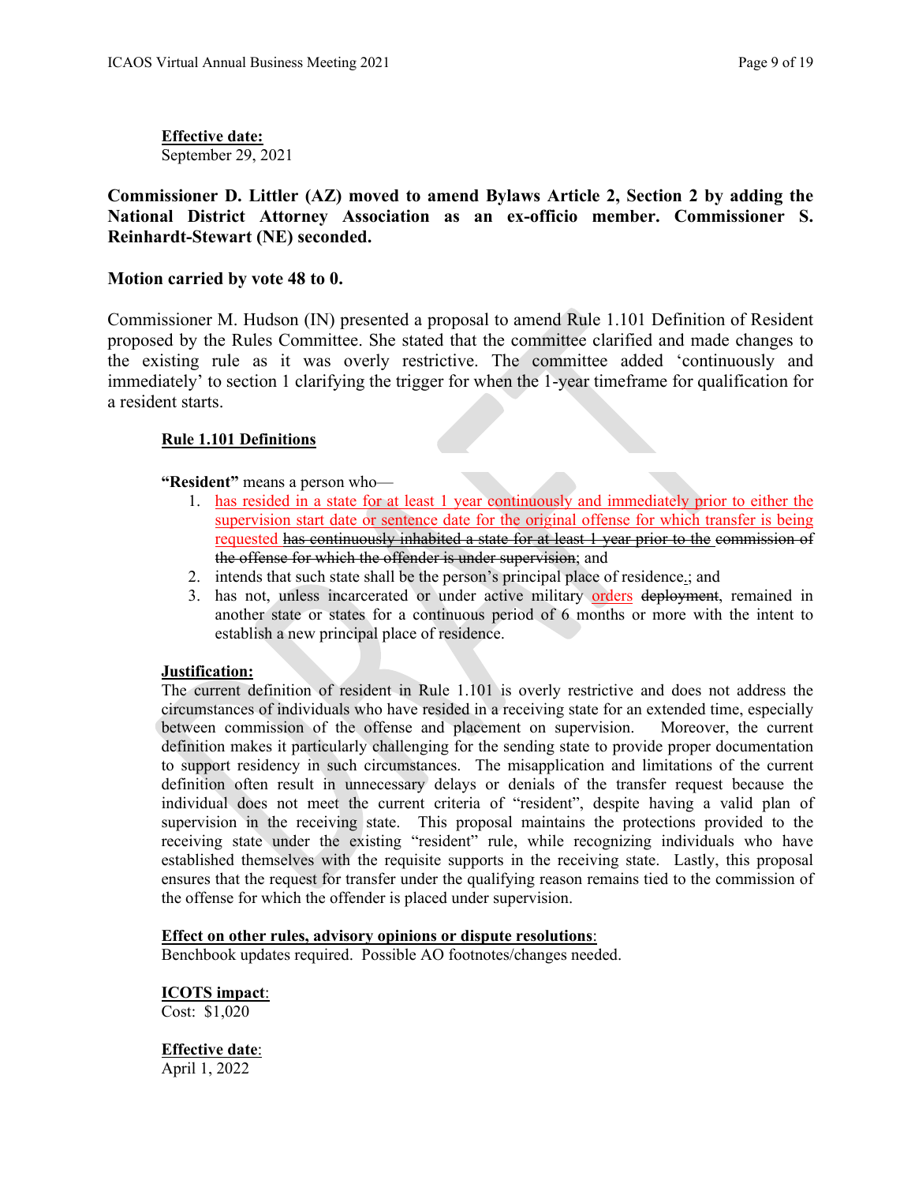**Effective date:**
September 29, 2021

**Commissioner D. Littler (AZ) moved to amend Bylaws Article 2, Section 2 by adding the National District Attorney Association as an ex-officio member. Commissioner S. Reinhardt-Stewart (NE) seconded.**

**Motion carried by vote 48 to 0.**

Commissioner M. Hudson (IN) presented a proposal to amend Rule 1.101 Definition of Resident proposed by the Rules Committee. She stated that the committee clarified and made changes to the existing rule as it was overly restrictive. The committee added 'continuously and immediately' to section 1 clarifying the trigger for when the 1-year timeframe for qualification for a resident starts.

**Rule 1.101 Definitions**

**"Resident"** means a person who—

1. has resided in a state for at least 1 year continuously and immediately prior to either the supervision start date or sentence date for the original offense for which transfer is being requested ~~has continuously inhabited a state for at least 1 year prior to the commission of the offense for which the offender is under supervision~~; and
2. intends that such state shall be the person's principal place of residence.; and
3. has not, unless incarcerated or under active military orders ~~deployment~~, remained in another state or states for a continuous period of 6 months or more with the intent to establish a new principal place of residence.

**Justification:**
The current definition of resident in Rule 1.101 is overly restrictive and does not address the circumstances of individuals who have resided in a receiving state for an extended time, especially between commission of the offense and placement on supervision. Moreover, the current definition makes it particularly challenging for the sending state to provide proper documentation to support residency in such circumstances. The misapplication and limitations of the current definition often result in unnecessary delays or denials of the transfer request because the individual does not meet the current criteria of "resident", despite having a valid plan of supervision in the receiving state. This proposal maintains the protections provided to the receiving state under the existing "resident" rule, while recognizing individuals who have established themselves with the requisite supports in the receiving state. Lastly, this proposal ensures that the request for transfer under the qualifying reason remains tied to the commission of the offense for which the offender is placed under supervision.

**Effect on other rules, advisory opinions or dispute resolutions**:
Benchbook updates required. Possible AO footnotes/changes needed.

**ICOTS impact**:
Cost: $1,020

**Effective date**:
April 1, 2022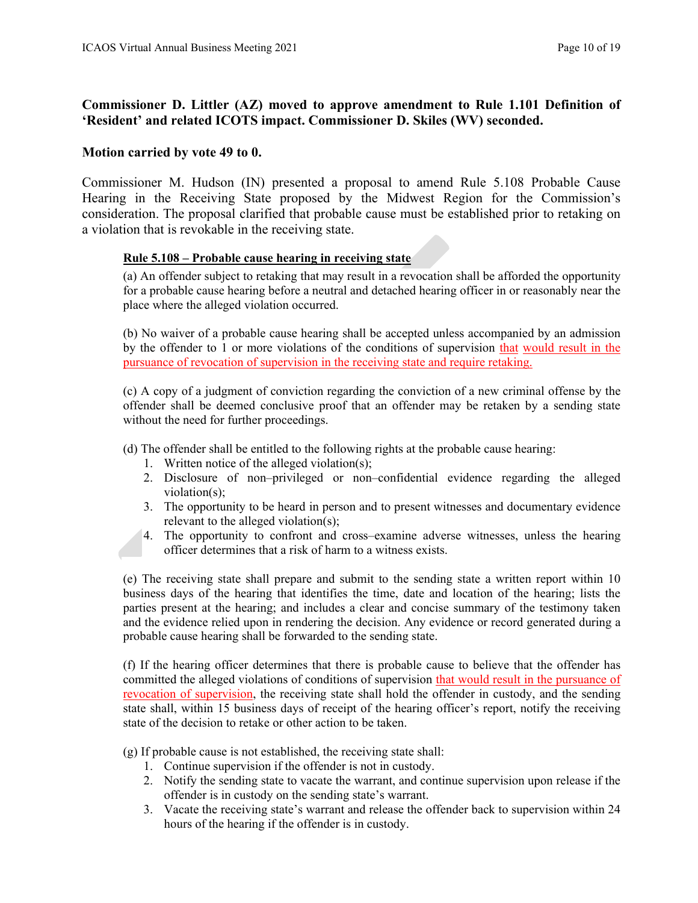**Commissioner D. Littler (AZ) moved to approve amendment to Rule 1.101 Definition of 'Resident' and related ICOTS impact. Commissioner D. Skiles (WV) seconded.**

**Motion carried by vote 49 to 0.**

Commissioner M. Hudson (IN) presented a proposal to amend Rule 5.108 Probable Cause Hearing in the Receiving State proposed by the Midwest Region for the Commission's consideration. The proposal clarified that probable cause must be established prior to retaking on a violation that is revocable in the receiving state.

**Rule 5.108 – Probable cause hearing in receiving state**

(a) An offender subject to retaking that may result in a revocation shall be afforded the opportunity for a probable cause hearing before a neutral and detached hearing officer in or reasonably near the place where the alleged violation occurred.

(b) No waiver of a probable cause hearing shall be accepted unless accompanied by an admission by the offender to 1 or more violations of the conditions of supervision that would result in the pursuance of revocation of supervision in the receiving state and require retaking.

(c) A copy of a judgment of conviction regarding the conviction of a new criminal offense by the offender shall be deemed conclusive proof that an offender may be retaken by a sending state without the need for further proceedings.

(d) The offender shall be entitled to the following rights at the probable cause hearing:

1. Written notice of the alleged violation(s);
2. Disclosure of non–privileged or non–confidential evidence regarding the alleged violation(s);
3. The opportunity to be heard in person and to present witnesses and documentary evidence relevant to the alleged violation(s);
4. The opportunity to confront and cross–examine adverse witnesses, unless the hearing officer determines that a risk of harm to a witness exists.

(e) The receiving state shall prepare and submit to the sending state a written report within 10 business days of the hearing that identifies the time, date and location of the hearing; lists the parties present at the hearing; and includes a clear and concise summary of the testimony taken and the evidence relied upon in rendering the decision. Any evidence or record generated during a probable cause hearing shall be forwarded to the sending state.

(f) If the hearing officer determines that there is probable cause to believe that the offender has committed the alleged violations of conditions of supervision that would result in the pursuance of revocation of supervision, the receiving state shall hold the offender in custody, and the sending state shall, within 15 business days of receipt of the hearing officer's report, notify the receiving state of the decision to retake or other action to be taken.

(g) If probable cause is not established, the receiving state shall:

1. Continue supervision if the offender is not in custody.
2. Notify the sending state to vacate the warrant, and continue supervision upon release if the offender is in custody on the sending state's warrant.
3. Vacate the receiving state's warrant and release the offender back to supervision within 24 hours of the hearing if the offender is in custody.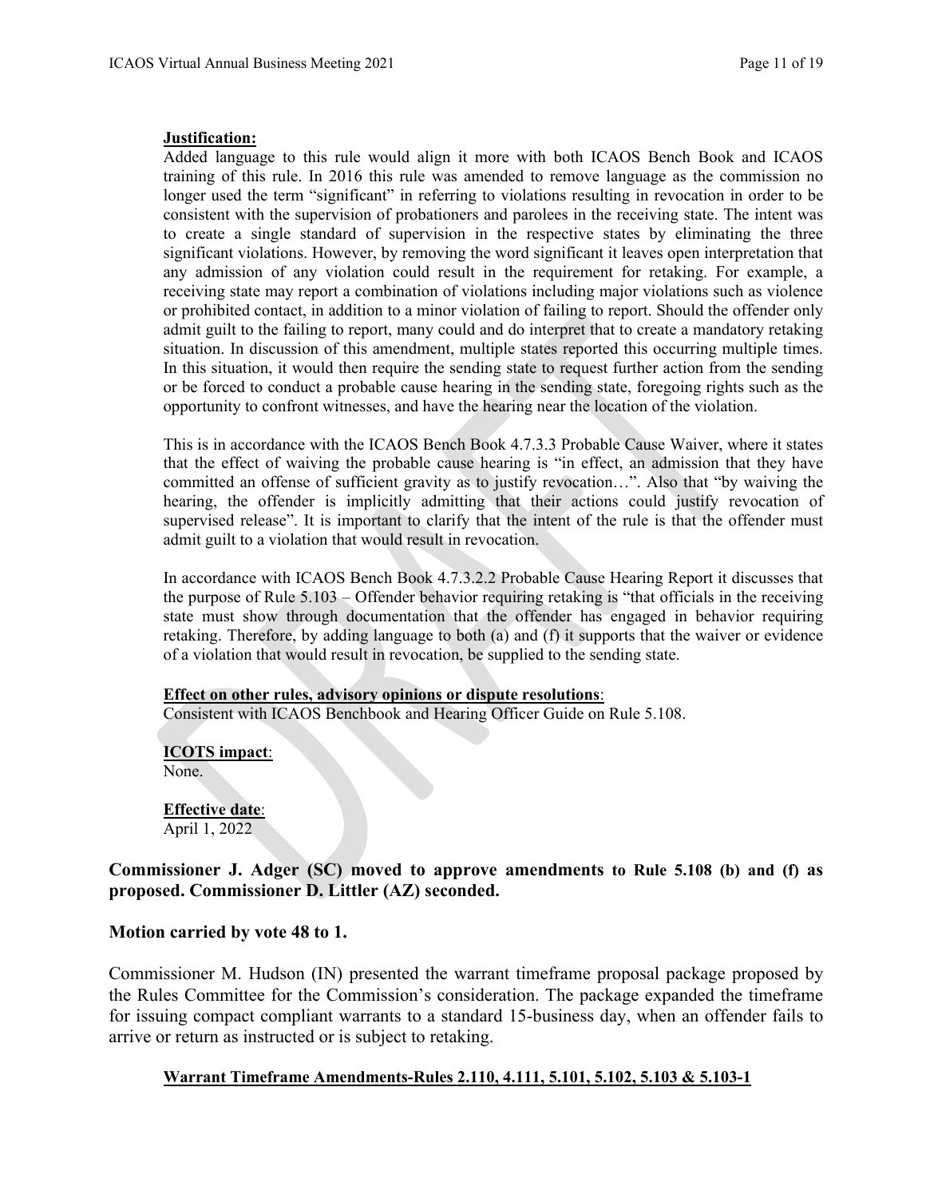**Justification:**

Added language to this rule would align it more with both ICAOS Bench Book and ICAOS training of this rule. In 2016 this rule was amended to remove language as the commission no longer used the term "significant" in referring to violations resulting in revocation in order to be consistent with the supervision of probationers and parolees in the receiving state. The intent was to create a single standard of supervision in the respective states by eliminating the three significant violations. However, by removing the word significant it leaves open interpretation that any admission of any violation could result in the requirement for retaking. For example, a receiving state may report a combination of violations including major violations such as violence or prohibited contact, in addition to a minor violation of failing to report. Should the offender only admit guilt to the failing to report, many could and do interpret that to create a mandatory retaking situation. In discussion of this amendment, multiple states reported this occurring multiple times. In this situation, it would then require the sending state to request further action from the sending or be forced to conduct a probable cause hearing in the sending state, foregoing rights such as the opportunity to confront witnesses, and have the hearing near the location of the violation.

This is in accordance with the ICAOS Bench Book 4.7.3.3 Probable Cause Waiver, where it states that the effect of waiving the probable cause hearing is "in effect, an admission that they have committed an offense of sufficient gravity as to justify revocation…". Also that "by waiving the hearing, the offender is implicitly admitting that their actions could justify revocation of supervised release". It is important to clarify that the intent of the rule is that the offender must admit guilt to a violation that would result in revocation.

In accordance with ICAOS Bench Book 4.7.3.2.2 Probable Cause Hearing Report it discusses that the purpose of Rule 5.103 – Offender behavior requiring retaking is "that officials in the receiving state must show through documentation that the offender has engaged in behavior requiring retaking. Therefore, by adding language to both (a) and (f) it supports that the waiver or evidence of a violation that would result in revocation, be supplied to the sending state.

**Effect on other rules, advisory opinions or dispute resolutions**:
Consistent with ICAOS Benchbook and Hearing Officer Guide on Rule 5.108.

**ICOTS impact**:
None.

**Effective date**:
April 1, 2022

**Commissioner J. Adger (SC) moved to approve amendments to Rule 5.108 (b) and (f) as proposed. Commissioner D. Littler (AZ) seconded.**

**Motion carried by vote 48 to 1.**

Commissioner M. Hudson (IN) presented the warrant timeframe proposal package proposed by the Rules Committee for the Commission's consideration. The package expanded the timeframe for issuing compact compliant warrants to a standard 15-business day, when an offender fails to arrive or return as instructed or is subject to retaking.

**Warrant Timeframe Amendments-Rules 2.110, 4.111, 5.101, 5.102, 5.103 & 5.103-1**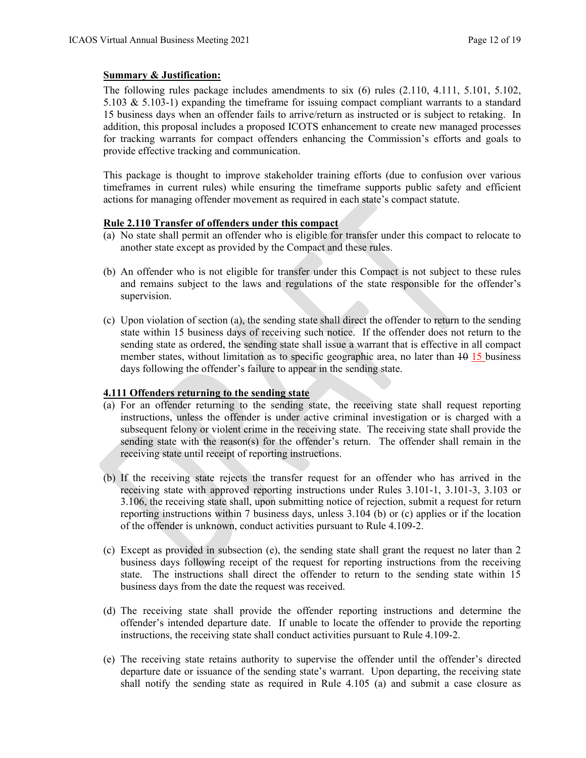**Summary & Justification:**

The following rules package includes amendments to six (6) rules (2.110, 4.111, 5.101, 5.102, 5.103 & 5.103-1) expanding the timeframe for issuing compact compliant warrants to a standard 15 business days when an offender fails to arrive/return as instructed or is subject to retaking. In addition, this proposal includes a proposed ICOTS enhancement to create new managed processes for tracking warrants for compact offenders enhancing the Commission's efforts and goals to provide effective tracking and communication.

This package is thought to improve stakeholder training efforts (due to confusion over various timeframes in current rules) while ensuring the timeframe supports public safety and efficient actions for managing offender movement as required in each state's compact statute.

**Rule 2.110 Transfer of offenders under this compact**

(a) No state shall permit an offender who is eligible for transfer under this compact to relocate to another state except as provided by the Compact and these rules.

(b) An offender who is not eligible for transfer under this Compact is not subject to these rules and remains subject to the laws and regulations of the state responsible for the offender's supervision.

(c) Upon violation of section (a), the sending state shall direct the offender to return to the sending state within 15 business days of receiving such notice. If the offender does not return to the sending state as ordered, the sending state shall issue a warrant that is effective in all compact member states, without limitation as to specific geographic area, no later than ~~10~~ 15 business days following the offender's failure to appear in the sending state.

**4.111 Offenders returning to the sending state**

(a) For an offender returning to the sending state, the receiving state shall request reporting instructions, unless the offender is under active criminal investigation or is charged with a subsequent felony or violent crime in the receiving state. The receiving state shall provide the sending state with the reason(s) for the offender's return. The offender shall remain in the receiving state until receipt of reporting instructions.

(b) If the receiving state rejects the transfer request for an offender who has arrived in the receiving state with approved reporting instructions under Rules 3.101-1, 3.101-3, 3.103 or 3.106, the receiving state shall, upon submitting notice of rejection, submit a request for return reporting instructions within 7 business days, unless 3.104 (b) or (c) applies or if the location of the offender is unknown, conduct activities pursuant to Rule 4.109-2.

(c) Except as provided in subsection (e), the sending state shall grant the request no later than 2 business days following receipt of the request for reporting instructions from the receiving state. The instructions shall direct the offender to return to the sending state within 15 business days from the date the request was received.

(d) The receiving state shall provide the offender reporting instructions and determine the offender's intended departure date. If unable to locate the offender to provide the reporting instructions, the receiving state shall conduct activities pursuant to Rule 4.109-2.

(e) The receiving state retains authority to supervise the offender until the offender's directed departure date or issuance of the sending state's warrant. Upon departing, the receiving state shall notify the sending state as required in Rule 4.105 (a) and submit a case closure as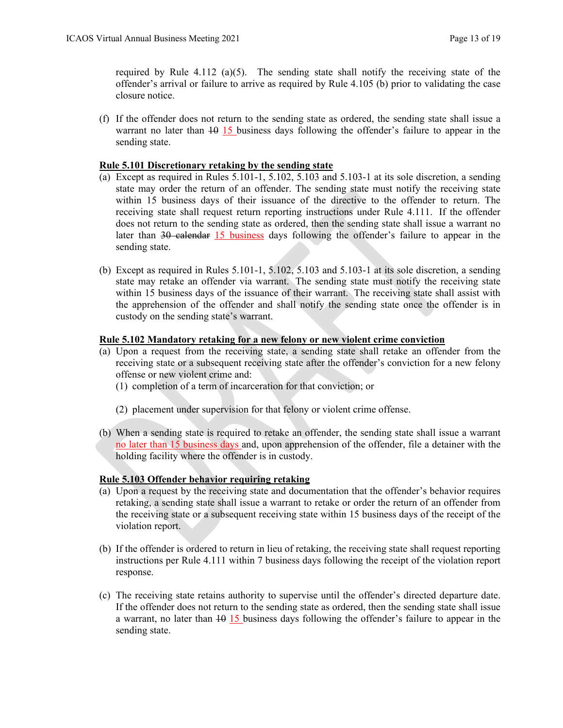required by Rule 4.112 (a)(5). The sending state shall notify the receiving state of the offender's arrival or failure to arrive as required by Rule 4.105 (b) prior to validating the case closure notice.

(f) If the offender does not return to the sending state as ordered, the sending state shall issue a warrant no later than ~~10~~ 15 business days following the offender's failure to appear in the sending state.

**Rule 5.101 Discretionary retaking by the sending state**

(a) Except as required in Rules 5.101-1, 5.102, 5.103 and 5.103-1 at its sole discretion, a sending state may order the return of an offender. The sending state must notify the receiving state within 15 business days of their issuance of the directive to the offender to return. The receiving state shall request return reporting instructions under Rule 4.111. If the offender does not return to the sending state as ordered, then the sending state shall issue a warrant no later than ~~30 calendar~~ 15 business days following the offender's failure to appear in the sending state.

(b) Except as required in Rules 5.101-1, 5.102, 5.103 and 5.103-1 at its sole discretion, a sending state may retake an offender via warrant. The sending state must notify the receiving state within 15 business days of the issuance of their warrant. The receiving state shall assist with the apprehension of the offender and shall notify the sending state once the offender is in custody on the sending state's warrant.

**Rule 5.102 Mandatory retaking for a new felony or new violent crime conviction**

(a) Upon a request from the receiving state, a sending state shall retake an offender from the receiving state or a subsequent receiving state after the offender's conviction for a new felony offense or new violent crime and:
   (1) completion of a term of incarceration for that conviction; or

   (2) placement under supervision for that felony or violent crime offense.

(b) When a sending state is required to retake an offender, the sending state shall issue a warrant no later than 15 business days and, upon apprehension of the offender, file a detainer with the holding facility where the offender is in custody.

**Rule 5.103 Offender behavior requiring retaking**

(a) Upon a request by the receiving state and documentation that the offender's behavior requires retaking, a sending state shall issue a warrant to retake or order the return of an offender from the receiving state or a subsequent receiving state within 15 business days of the receipt of the violation report.

(b) If the offender is ordered to return in lieu of retaking, the receiving state shall request reporting instructions per Rule 4.111 within 7 business days following the receipt of the violation report response.

(c) The receiving state retains authority to supervise until the offender's directed departure date. If the offender does not return to the sending state as ordered, then the sending state shall issue a warrant, no later than ~~10~~ 15 business days following the offender's failure to appear in the sending state.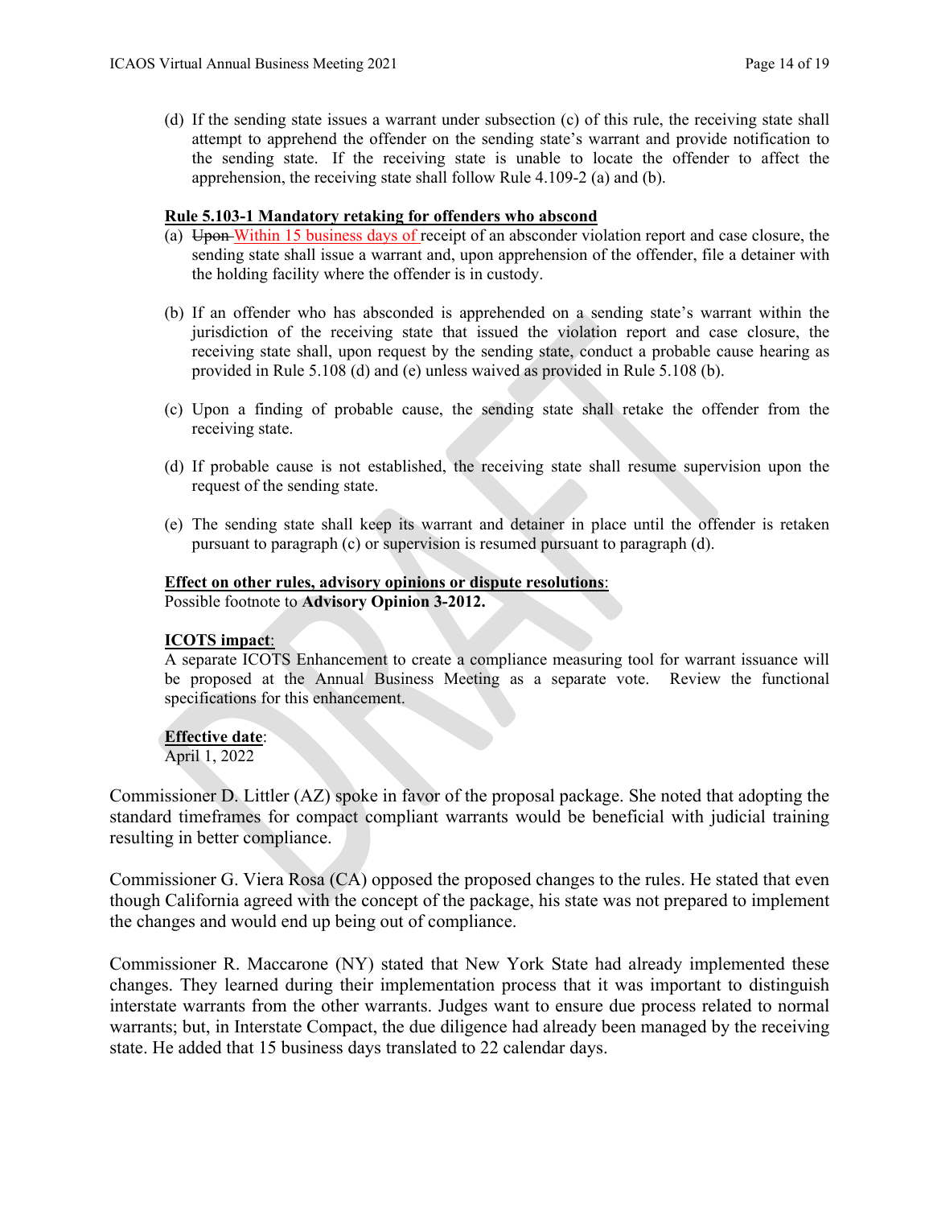(d) If the sending state issues a warrant under subsection (c) of this rule, the receiving state shall attempt to apprehend the offender on the sending state's warrant and provide notification to the sending state. If the receiving state is unable to locate the offender to affect the apprehension, the receiving state shall follow Rule 4.109-2 (a) and (b).

**Rule 5.103-1 Mandatory retaking for offenders who abscond**

(a) ~~Upon~~ Within 15 business days of receipt of an absconder violation report and case closure, the sending state shall issue a warrant and, upon apprehension of the offender, file a detainer with the holding facility where the offender is in custody.

(b) If an offender who has absconded is apprehended on a sending state's warrant within the jurisdiction of the receiving state that issued the violation report and case closure, the receiving state shall, upon request by the sending state, conduct a probable cause hearing as provided in Rule 5.108 (d) and (e) unless waived as provided in Rule 5.108 (b).

(c) Upon a finding of probable cause, the sending state shall retake the offender from the receiving state.

(d) If probable cause is not established, the receiving state shall resume supervision upon the request of the sending state.

(e) The sending state shall keep its warrant and detainer in place until the offender is retaken pursuant to paragraph (c) or supervision is resumed pursuant to paragraph (d).

**Effect on other rules, advisory opinions or dispute resolutions**:
Possible footnote to **Advisory Opinion 3-2012.**

**ICOTS impact**:
A separate ICOTS Enhancement to create a compliance measuring tool for warrant issuance will be proposed at the Annual Business Meeting as a separate vote. Review the functional specifications for this enhancement.

**Effective date**:
April 1, 2022

Commissioner D. Littler (AZ) spoke in favor of the proposal package. She noted that adopting the standard timeframes for compact compliant warrants would be beneficial with judicial training resulting in better compliance.

Commissioner G. Viera Rosa (CA) opposed the proposed changes to the rules. He stated that even though California agreed with the concept of the package, his state was not prepared to implement the changes and would end up being out of compliance.

Commissioner R. Maccarone (NY) stated that New York State had already implemented these changes. They learned during their implementation process that it was important to distinguish interstate warrants from the other warrants. Judges want to ensure due process related to normal warrants; but, in Interstate Compact, the due diligence had already been managed by the receiving state. He added that 15 business days translated to 22 calendar days.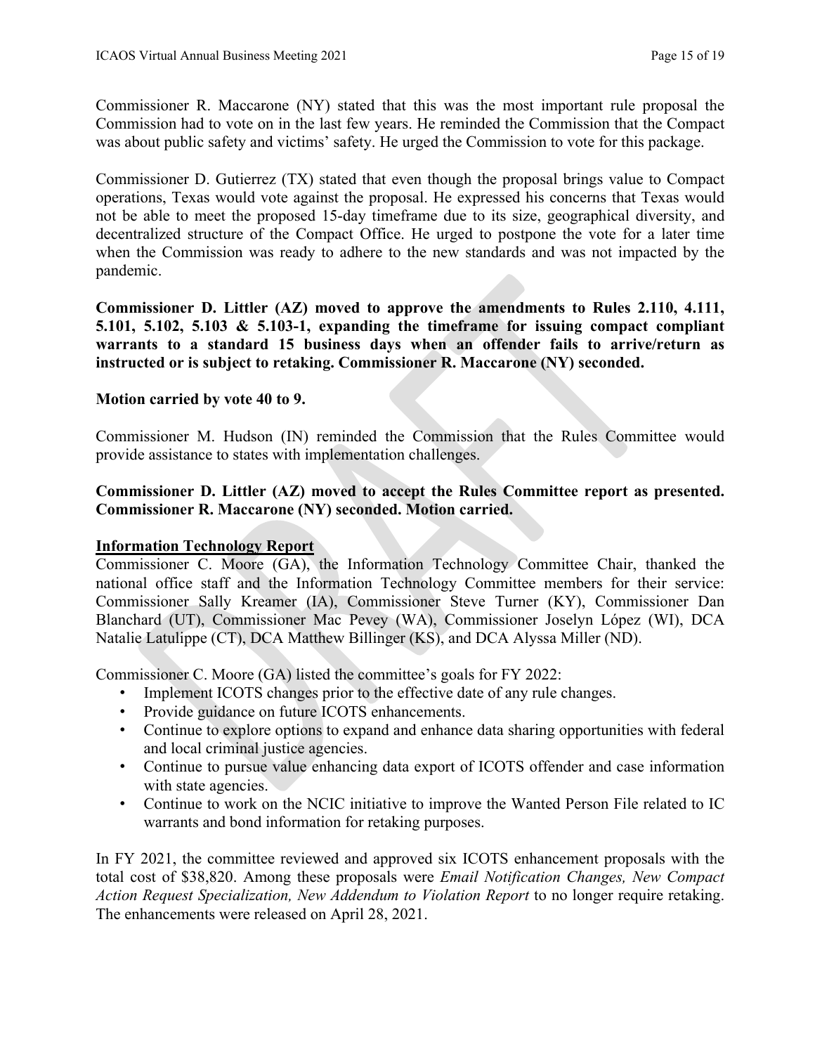Commissioner R. Maccarone (NY) stated that this was the most important rule proposal the Commission had to vote on in the last few years. He reminded the Commission that the Compact was about public safety and victims' safety. He urged the Commission to vote for this package.

Commissioner D. Gutierrez (TX) stated that even though the proposal brings value to Compact operations, Texas would vote against the proposal. He expressed his concerns that Texas would not be able to meet the proposed 15-day timeframe due to its size, geographical diversity, and decentralized structure of the Compact Office. He urged to postpone the vote for a later time when the Commission was ready to adhere to the new standards and was not impacted by the pandemic.

**Commissioner D. Littler (AZ) moved to approve the amendments to Rules 2.110, 4.111, 5.101, 5.102, 5.103 & 5.103-1, expanding the timeframe for issuing compact compliant warrants to a standard 15 business days when an offender fails to arrive/return as instructed or is subject to retaking. Commissioner R. Maccarone (NY) seconded.**

**Motion carried by vote 40 to 9.**

Commissioner M. Hudson (IN) reminded the Commission that the Rules Committee would provide assistance to states with implementation challenges.

**Commissioner D. Littler (AZ) moved to accept the Rules Committee report as presented. Commissioner R. Maccarone (NY) seconded. Motion carried.**

**Information Technology Report**

Commissioner C. Moore (GA), the Information Technology Committee Chair, thanked the national office staff and the Information Technology Committee members for their service: Commissioner Sally Kreamer (IA), Commissioner Steve Turner (KY), Commissioner Dan Blanchard (UT), Commissioner Mac Pevey (WA), Commissioner Joselyn López (WI), DCA Natalie Latulippe (CT), DCA Matthew Billinger (KS), and DCA Alyssa Miller (ND).

Commissioner C. Moore (GA) listed the committee's goals for FY 2022:

- Implement ICOTS changes prior to the effective date of any rule changes.
- Provide guidance on future ICOTS enhancements.
- Continue to explore options to expand and enhance data sharing opportunities with federal and local criminal justice agencies.
- Continue to pursue value enhancing data export of ICOTS offender and case information with state agencies.
- Continue to work on the NCIC initiative to improve the Wanted Person File related to IC warrants and bond information for retaking purposes.

In FY 2021, the committee reviewed and approved six ICOTS enhancement proposals with the total cost of $38,820. Among these proposals were *Email Notification Changes, New Compact Action Request Specialization, New Addendum to Violation Report* to no longer require retaking. The enhancements were released on April 28, 2021.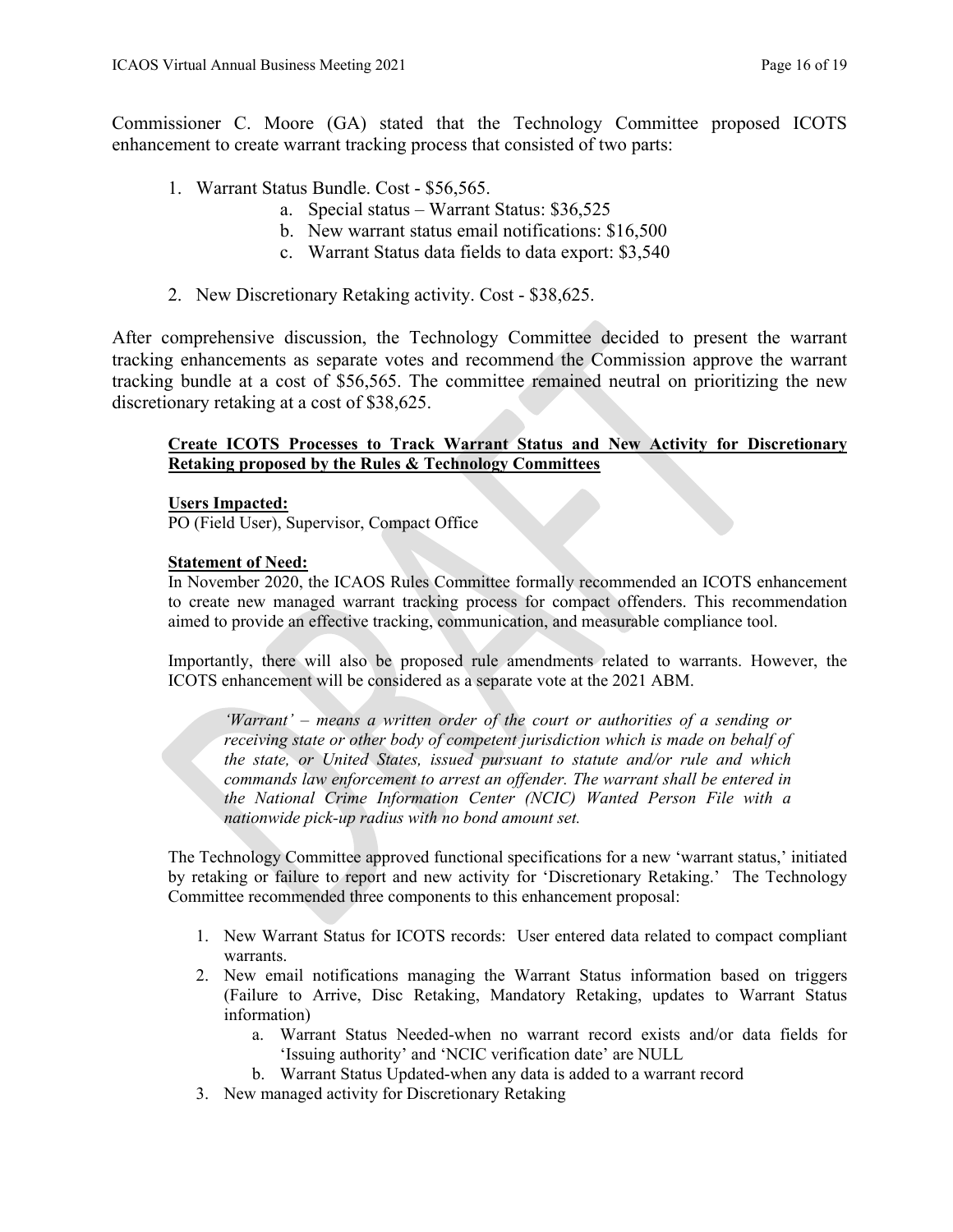Commissioner C. Moore (GA) stated that the Technology Committee proposed ICOTS enhancement to create warrant tracking process that consisted of two parts:

1. Warrant Status Bundle. Cost - $56,565.
    a. Special status – Warrant Status: $36,525
    b. New warrant status email notifications: $16,500
    c. Warrant Status data fields to data export: $3,540
2. New Discretionary Retaking activity. Cost - $38,625.

After comprehensive discussion, the Technology Committee decided to present the warrant tracking enhancements as separate votes and recommend the Commission approve the warrant tracking bundle at a cost of $56,565. The committee remained neutral on prioritizing the new discretionary retaking at a cost of $38,625.

**Create ICOTS Processes to Track Warrant Status and New Activity for Discretionary Retaking proposed by the Rules & Technology Committees**

**Users Impacted:**
PO (Field User), Supervisor, Compact Office

**Statement of Need:**
In November 2020, the ICAOS Rules Committee formally recommended an ICOTS enhancement to create new managed warrant tracking process for compact offenders. This recommendation aimed to provide an effective tracking, communication, and measurable compliance tool.

Importantly, there will also be proposed rule amendments related to warrants. However, the ICOTS enhancement will be considered as a separate vote at the 2021 ABM.

> *'Warrant' – means a written order of the court or authorities of a sending or receiving state or other body of competent jurisdiction which is made on behalf of the state, or United States, issued pursuant to statute and/or rule and which commands law enforcement to arrest an offender. The warrant shall be entered in the National Crime Information Center (NCIC) Wanted Person File with a nationwide pick-up radius with no bond amount set.*

The Technology Committee approved functional specifications for a new 'warrant status,' initiated by retaking or failure to report and new activity for 'Discretionary Retaking.' The Technology Committee recommended three components to this enhancement proposal:

1. New Warrant Status for ICOTS records: User entered data related to compact compliant warrants.
2. New email notifications managing the Warrant Status information based on triggers (Failure to Arrive, Disc Retaking, Mandatory Retaking, updates to Warrant Status information)
    a. Warrant Status Needed-when no warrant record exists and/or data fields for 'Issuing authority' and 'NCIC verification date' are NULL
    b. Warrant Status Updated-when any data is added to a warrant record
3. New managed activity for Discretionary Retaking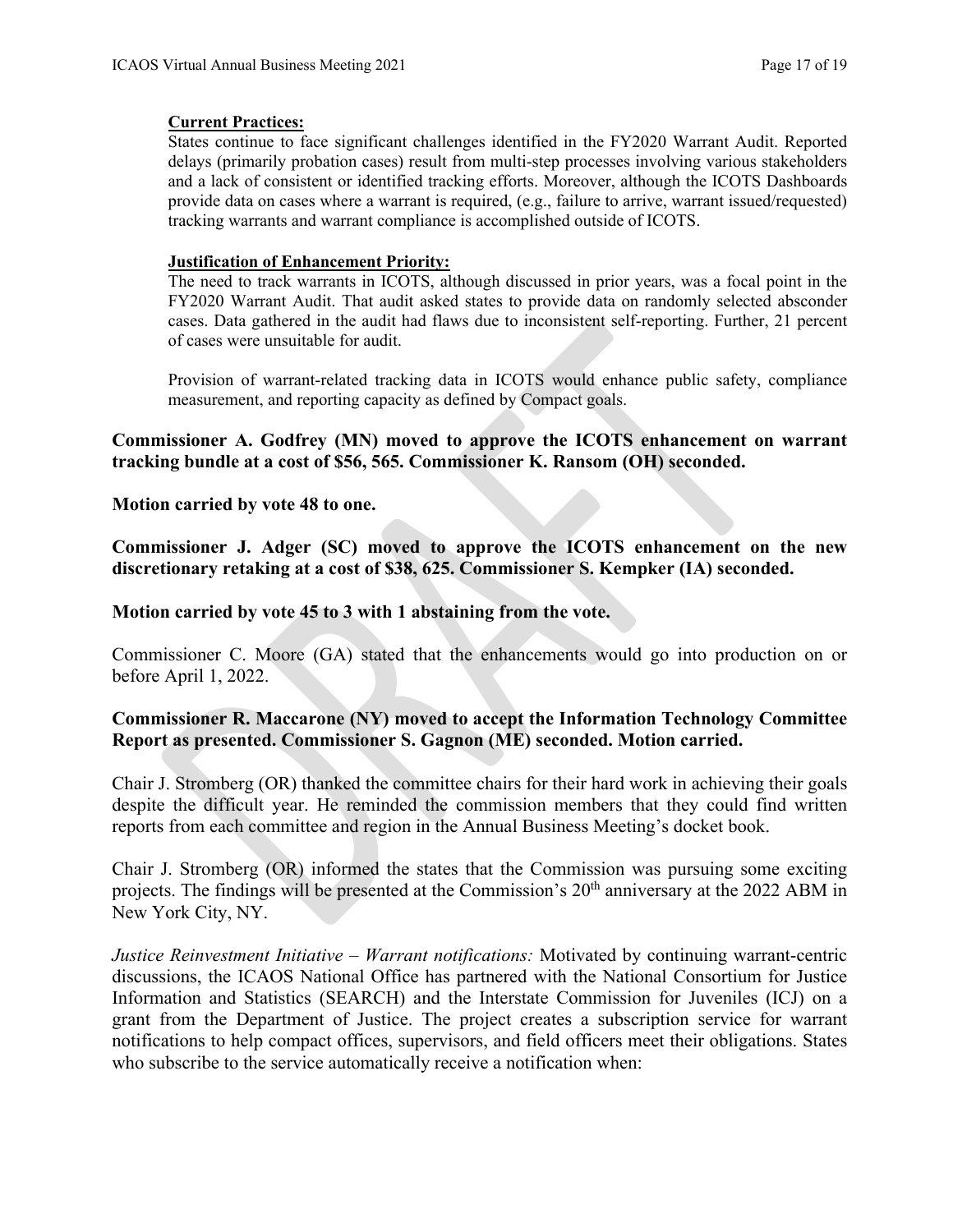**Current Practices:**

States continue to face significant challenges identified in the FY2020 Warrant Audit. Reported delays (primarily probation cases) result from multi-step processes involving various stakeholders and a lack of consistent or identified tracking efforts. Moreover, although the ICOTS Dashboards provide data on cases where a warrant is required, (e.g., failure to arrive, warrant issued/requested) tracking warrants and warrant compliance is accomplished outside of ICOTS.

**Justification of Enhancement Priority:**

The need to track warrants in ICOTS, although discussed in prior years, was a focal point in the FY2020 Warrant Audit. That audit asked states to provide data on randomly selected absconder cases. Data gathered in the audit had flaws due to inconsistent self-reporting. Further, 21 percent of cases were unsuitable for audit.

Provision of warrant-related tracking data in ICOTS would enhance public safety, compliance measurement, and reporting capacity as defined by Compact goals.

**Commissioner A. Godfrey (MN) moved to approve the ICOTS enhancement on warrant tracking bundle at a cost of $56, 565. Commissioner K. Ransom (OH) seconded.**

**Motion carried by vote 48 to one.**

**Commissioner J. Adger (SC) moved to approve the ICOTS enhancement on the new discretionary retaking at a cost of $38, 625. Commissioner S. Kempker (IA) seconded.**

**Motion carried by vote 45 to 3 with 1 abstaining from the vote.**

Commissioner C. Moore (GA) stated that the enhancements would go into production on or before April 1, 2022.

**Commissioner R. Maccarone (NY) moved to accept the Information Technology Committee Report as presented. Commissioner S. Gagnon (ME) seconded. Motion carried.**

Chair J. Stromberg (OR) thanked the committee chairs for their hard work in achieving their goals despite the difficult year. He reminded the commission members that they could find written reports from each committee and region in the Annual Business Meeting's docket book.

Chair J. Stromberg (OR) informed the states that the Commission was pursuing some exciting projects. The findings will be presented at the Commission's 20th anniversary at the 2022 ABM in New York City, NY.

*Justice Reinvestment Initiative – Warrant notifications:* Motivated by continuing warrant-centric discussions, the ICAOS National Office has partnered with the National Consortium for Justice Information and Statistics (SEARCH) and the Interstate Commission for Juveniles (ICJ) on a grant from the Department of Justice. The project creates a subscription service for warrant notifications to help compact offices, supervisors, and field officers meet their obligations. States who subscribe to the service automatically receive a notification when: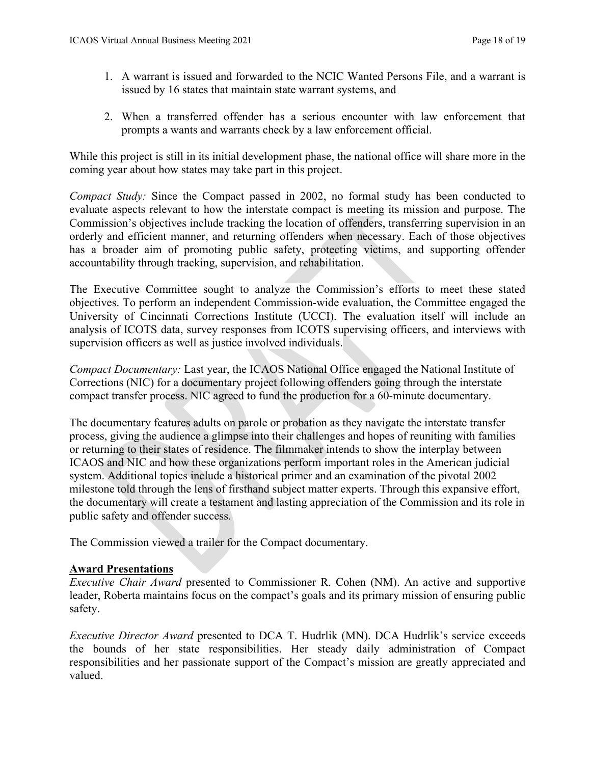1. A warrant is issued and forwarded to the NCIC Wanted Persons File, and a warrant is issued by 16 states that maintain state warrant systems, and

2. When a transferred offender has a serious encounter with law enforcement that prompts a wants and warrants check by a law enforcement official.

While this project is still in its initial development phase, the national office will share more in the coming year about how states may take part in this project.

*Compact Study:* Since the Compact passed in 2002, no formal study has been conducted to evaluate aspects relevant to how the interstate compact is meeting its mission and purpose. The Commission's objectives include tracking the location of offenders, transferring supervision in an orderly and efficient manner, and returning offenders when necessary. Each of those objectives has a broader aim of promoting public safety, protecting victims, and supporting offender accountability through tracking, supervision, and rehabilitation.

The Executive Committee sought to analyze the Commission's efforts to meet these stated objectives. To perform an independent Commission-wide evaluation, the Committee engaged the University of Cincinnati Corrections Institute (UCCI). The evaluation itself will include an analysis of ICOTS data, survey responses from ICOTS supervising officers, and interviews with supervision officers as well as justice involved individuals.

*Compact Documentary:* Last year, the ICAOS National Office engaged the National Institute of Corrections (NIC) for a documentary project following offenders going through the interstate compact transfer process. NIC agreed to fund the production for a 60-minute documentary.

The documentary features adults on parole or probation as they navigate the interstate transfer process, giving the audience a glimpse into their challenges and hopes of reuniting with families or returning to their states of residence. The filmmaker intends to show the interplay between ICAOS and NIC and how these organizations perform important roles in the American judicial system. Additional topics include a historical primer and an examination of the pivotal 2002 milestone told through the lens of firsthand subject matter experts. Through this expansive effort, the documentary will create a testament and lasting appreciation of the Commission and its role in public safety and offender success.

The Commission viewed a trailer for the Compact documentary.

**Award Presentations**

*Executive Chair Award* presented to Commissioner R. Cohen (NM). An active and supportive leader, Roberta maintains focus on the compact's goals and its primary mission of ensuring public safety.

*Executive Director Award* presented to DCA T. Hudrlik (MN). DCA Hudrlik's service exceeds the bounds of her state responsibilities. Her steady daily administration of Compact responsibilities and her passionate support of the Compact's mission are greatly appreciated and valued.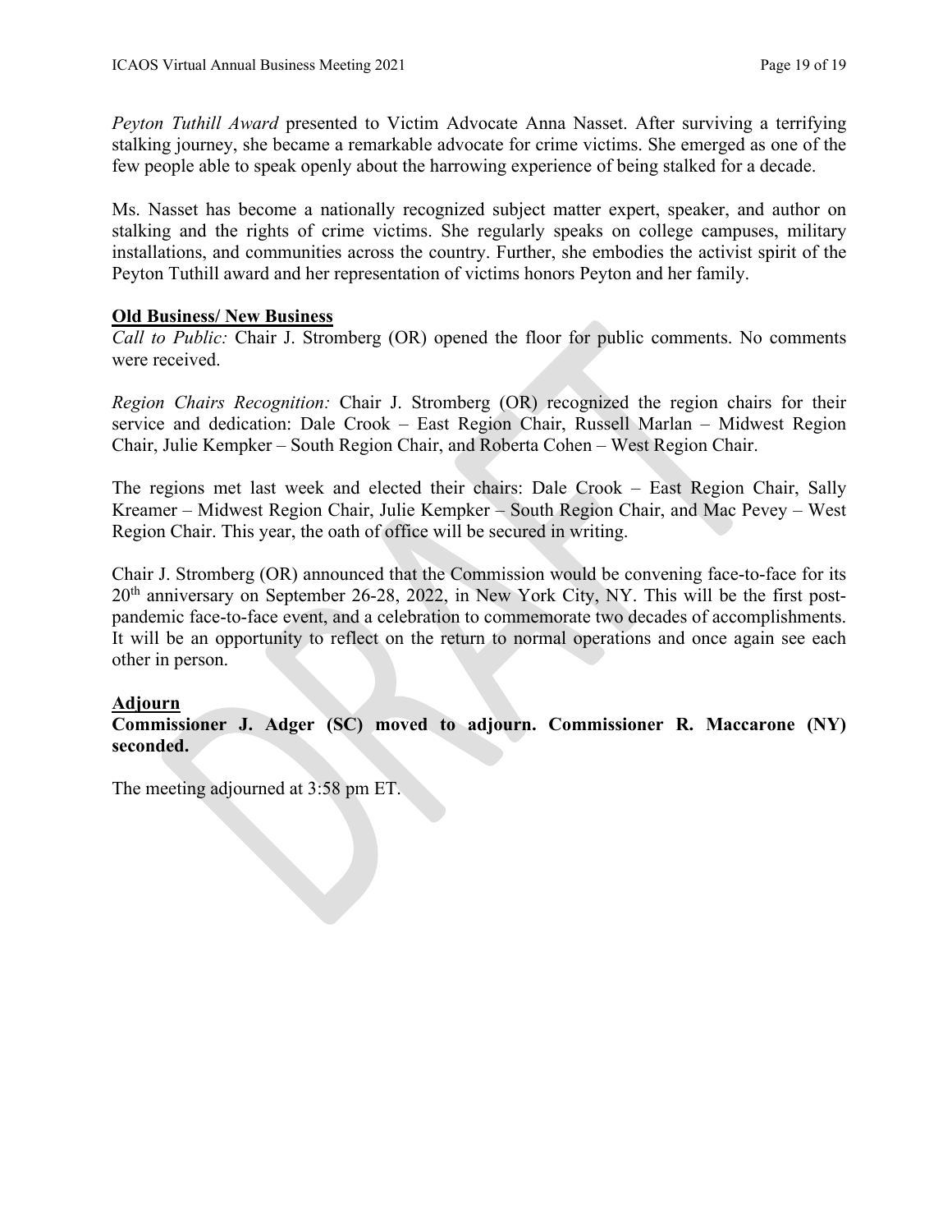*Peyton Tuthill Award* presented to Victim Advocate Anna Nasset. After surviving a terrifying stalking journey, she became a remarkable advocate for crime victims. She emerged as one of the few people able to speak openly about the harrowing experience of being stalked for a decade.

Ms. Nasset has become a nationally recognized subject matter expert, speaker, and author on stalking and the rights of crime victims. She regularly speaks on college campuses, military installations, and communities across the country. Further, she embodies the activist spirit of the Peyton Tuthill award and her representation of victims honors Peyton and her family.

## Old Business/ New Business

*Call to Public:* Chair J. Stromberg (OR) opened the floor for public comments. No comments were received.

*Region Chairs Recognition:* Chair J. Stromberg (OR) recognized the region chairs for their service and dedication: Dale Crook – East Region Chair, Russell Marlan – Midwest Region Chair, Julie Kempker – South Region Chair, and Roberta Cohen – West Region Chair.

The regions met last week and elected their chairs: Dale Crook – East Region Chair, Sally Kreamer – Midwest Region Chair, Julie Kempker – South Region Chair, and Mac Pevey – West Region Chair. This year, the oath of office will be secured in writing.

Chair J. Stromberg (OR) announced that the Commission would be convening face-to-face for its 20th anniversary on September 26-28, 2022, in New York City, NY. This will be the first post-pandemic face-to-face event, and a celebration to commemorate two decades of accomplishments. It will be an opportunity to reflect on the return to normal operations and once again see each other in person.

## Adjourn

**Commissioner J. Adger (SC) moved to adjourn. Commissioner R. Maccarone (NY) seconded.**

The meeting adjourned at 3:58 pm ET.